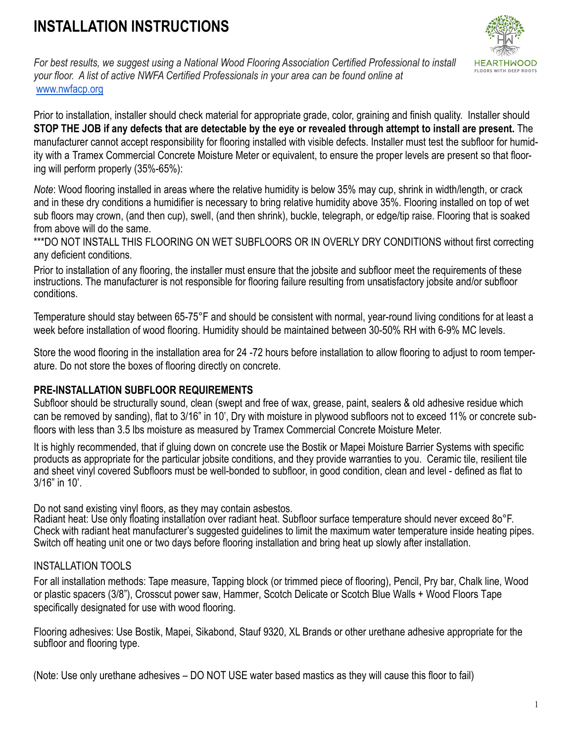# INSTALLATION INSTRUCTIONS

*For best results, we suggest using a National Wood Flooring Association Certified Professional to install your floor. A list of active NWFA Certified Professionals in your area can be found online at* [www.nwfacp.org](http://www.nwfacp.org)

Prior to installation, installer should check material for appropriate grade, color, graining and finish quality. Installer should **STOP THE JOB if any defects that are detectable by the eye or revealed through attempt to install are present.** The manufacturer cannot accept responsibility for flooring installed with visible defects. Installer must test the subfloor for humidity with a Tramex Commercial Concrete Moisture Meter or equivalent, to ensure the proper levels are present so that flooring will perform properly (35%-65%):

*Note*: Wood flooring installed in areas where the relative humidity is below 35% may cup, shrink in width/length, or crack and in these dry conditions a humidifier is necessary to bring relative humidity above 35%. Flooring installed on top of wet sub floors may crown, (and then cup), swell, (and then shrink), buckle, telegraph, or edge/tip raise. Flooring that is soaked from above will do the same.

***DO NOT INSTALL THIS FLOORING ON WET SUBFLOORS OR IN OVERLY DRY CONDITIONS without first correcting any deficient conditions.

Prior to installation of any flooring, the installer must ensure that the jobsite and subfloor meet the requirements of these instructions. The manufacturer is not responsible for flooring failure resulting from unsatisfactory jobsite and/or subfloor conditions.

Temperature should stay between 65-75°F and should be consistent with normal, year-round living conditions for at least a week before installation of wood flooring. Humidity should be maintained between 30-50% RH with 6-9% MC levels.

Store the wood flooring in the installation area for 24 -72 hours before installation to allow flooring to adjust to room temperature. Do not store the boxes of flooring directly on concrete.

## PRE-INSTALLATION SUBFLOOR REQUIREMENTS

Subfloor should be structurally sound, clean (swept and free of wax, grease, paint, sealers & old adhesive residue which can be removed by sanding), flat to 3/16" in 10', Dry with moisture in plywood subfloors not to exceed 11% or concrete subfloors with less than 3.5 lbs moisture as measured by Tramex Commercial Concrete Moisture Meter.

It is highly recommended, that if gluing down on concrete use the Bostik or Mapei Moisture Barrier Systems with specific products as appropriate for the particular jobsite conditions, and they provide warranties to you. Ceramic tile, resilient tile and sheet vinyl covered Subfloors must be well-bonded to subfloor, in good condition, clean and level - defined as flat to 3/16" in 10'.

Do not sand existing vinyl floors, as they may contain asbestos.
Radiant heat: Use only floating installation over radiant heat. Subfloor surface temperature should never exceed 8o°F. Check with radiant heat manufacturer's suggested guidelines to limit the maximum water temperature inside heating pipes. Switch off heating unit one or two days before flooring installation and bring heat up slowly after installation.

## INSTALLATION TOOLS

For all installation methods: Tape measure, Tapping block (or trimmed piece of flooring), Pencil, Pry bar, Chalk line, Wood or plastic spacers (3/8"), Crosscut power saw, Hammer, Scotch Delicate or Scotch Blue Walls + Wood Floors Tape specifically designated for use with wood flooring.

Flooring adhesives: Use Bostik, Mapei, Sikabond, Stauf 9320, XL Brands or other urethane adhesive appropriate for the subfloor and flooring type.

(Note: Use only urethane adhesives – DO NOT USE water based mastics as they will cause this floor to fail)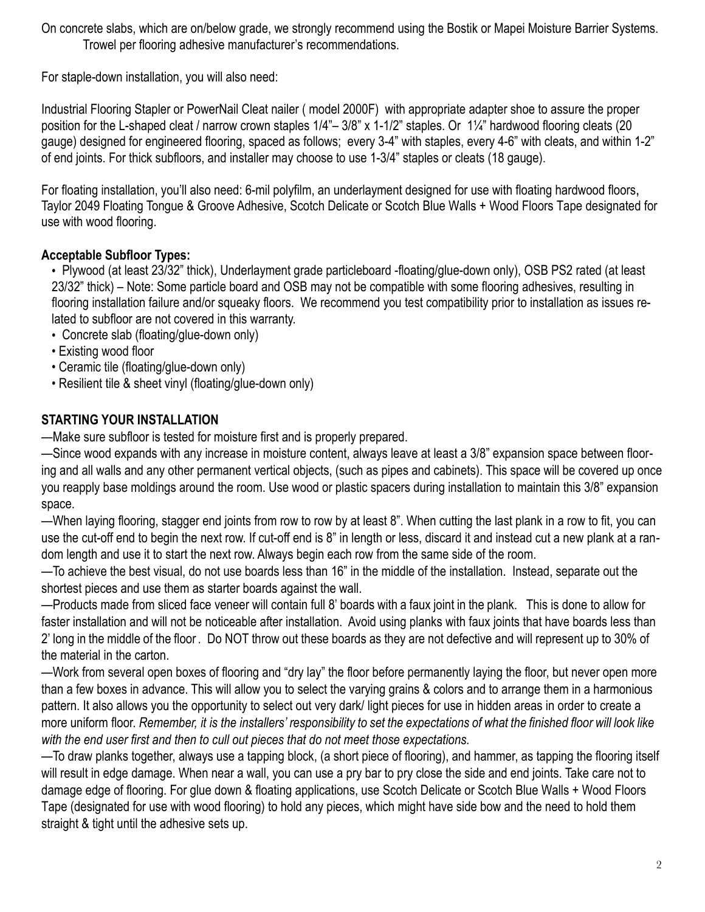On concrete slabs, which are on/below grade, we strongly recommend using the Bostik or Mapei Moisture Barrier Systems.
Trowel per flooring adhesive manufacturer's recommendations.

For staple-down installation, you will also need:

Industrial Flooring Stapler or PowerNail Cleat nailer ( model 2000F) with appropriate adapter shoe to assure the proper position for the L-shaped cleat / narrow crown staples 1/4"– 3/8" x 1-1/2" staples. Or 1¼" hardwood flooring cleats (20 gauge) designed for engineered flooring, spaced as follows; every 3-4" with staples, every 4-6" with cleats, and within 1-2" of end joints. For thick subfloors, and installer may choose to use 1-3/4" staples or cleats (18 gauge).

For floating installation, you'll also need: 6-mil polyfilm, an underlayment designed for use with floating hardwood floors, Taylor 2049 Floating Tongue & Groove Adhesive, Scotch Delicate or Scotch Blue Walls + Wood Floors Tape designated for use with wood flooring.

**Acceptable Subfloor Types:**

- Plywood (at least 23/32" thick), Underlayment grade particleboard -floating/glue-down only), OSB PS2 rated (at least 23/32" thick) – Note: Some particle board and OSB may not be compatible with some flooring adhesives, resulting in flooring installation failure and/or squeaky floors. We recommend you test compatibility prior to installation as issues related to subfloor are not covered in this warranty.
- Concrete slab (floating/glue-down only)
- Existing wood floor
- Ceramic tile (floating/glue-down only)
- Resilient tile & sheet vinyl (floating/glue-down only)

## STARTING YOUR INSTALLATION

—Make sure subfloor is tested for moisture first and is properly prepared.

—Since wood expands with any increase in moisture content, always leave at least a 3/8" expansion space between flooring and all walls and any other permanent vertical objects, (such as pipes and cabinets). This space will be covered up once you reapply base moldings around the room. Use wood or plastic spacers during installation to maintain this 3/8" expansion space.

—When laying flooring, stagger end joints from row to row by at least 8". When cutting the last plank in a row to fit, you can use the cut-off end to begin the next row. If cut-off end is 8" in length or less, discard it and instead cut a new plank at a random length and use it to start the next row. Always begin each row from the same side of the room.

—To achieve the best visual, do not use boards less than 16" in the middle of the installation. Instead, separate out the shortest pieces and use them as starter boards against the wall.

—Products made from sliced face veneer will contain full 8' boards with a faux joint in the plank. This is done to allow for faster installation and will not be noticeable after installation. Avoid using planks with faux joints that have boards less than 2' long in the middle of the floor. Do NOT throw out these boards as they are not defective and will represent up to 30% of the material in the carton.

—Work from several open boxes of flooring and "dry lay" the floor before permanently laying the floor, but never open more than a few boxes in advance. This will allow you to select the varying grains & colors and to arrange them in a harmonious pattern. It also allows you the opportunity to select out very dark/ light pieces for use in hidden areas in order to create a more uniform floor. *Remember, it is the installers' responsibility to set the expectations of what the finished floor will look like with the end user first and then to cull out pieces that do not meet those expectations.*

—To draw planks together, always use a tapping block, (a short piece of flooring), and hammer, as tapping the flooring itself will result in edge damage. When near a wall, you can use a pry bar to pry close the side and end joints. Take care not to damage edge of flooring. For glue down & floating applications, use Scotch Delicate or Scotch Blue Walls + Wood Floors Tape (designated for use with wood flooring) to hold any pieces, which might have side bow and the need to hold them straight & tight until the adhesive sets up.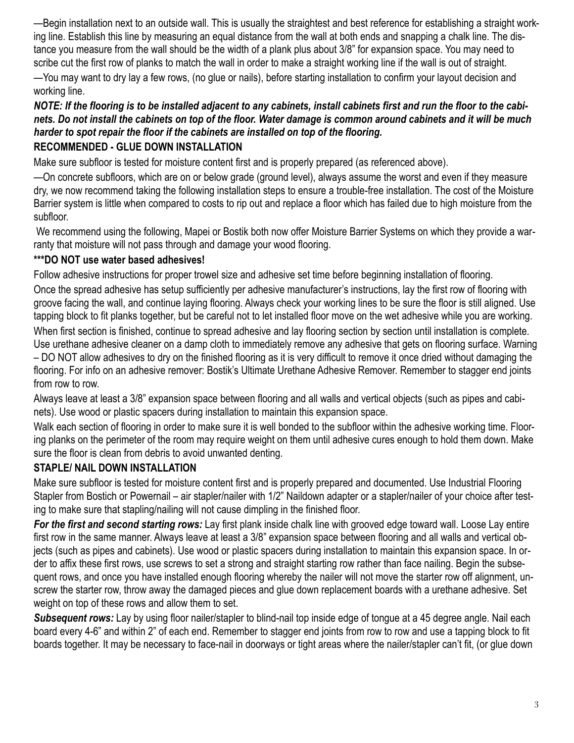—Begin installation next to an outside wall. This is usually the straightest and best reference for establishing a straight working line. Establish this line by measuring an equal distance from the wall at both ends and snapping a chalk line. The distance you measure from the wall should be the width of a plank plus about 3/8" for expansion space. You may need to scribe cut the first row of planks to match the wall in order to make a straight working line if the wall is out of straight.

—You may want to dry lay a few rows, (no glue or nails), before starting installation to confirm your layout decision and working line.

***NOTE: If the flooring is to be installed adjacent to any cabinets, install cabinets first and run the floor to the cabinets. Do not install the cabinets on top of the floor. Water damage is common around cabinets and it will be much harder to spot repair the floor if the cabinets are installed on top of the flooring.***

## RECOMMENDED - GLUE DOWN INSTALLATION

Make sure subfloor is tested for moisture content first and is properly prepared (as referenced above).

—On concrete subfloors, which are on or below grade (ground level), always assume the worst and even if they measure dry, we now recommend taking the following installation steps to ensure a trouble-free installation. The cost of the Moisture Barrier system is little when compared to costs to rip out and replace a floor which has failed due to high moisture from the subfloor.

We recommend using the following, Mapei or Bostik both now offer Moisture Barrier Systems on which they provide a warranty that moisture will not pass through and damage your wood flooring.

**\*\*\*DO NOT use water based adhesives!**

Follow adhesive instructions for proper trowel size and adhesive set time before beginning installation of flooring.

Once the spread adhesive has setup sufficiently per adhesive manufacturer's instructions, lay the first row of flooring with groove facing the wall, and continue laying flooring. Always check your working lines to be sure the floor is still aligned. Use tapping block to fit planks together, but be careful not to let installed floor move on the wet adhesive while you are working.

When first section is finished, continue to spread adhesive and lay flooring section by section until installation is complete. Use urethane adhesive cleaner on a damp cloth to immediately remove any adhesive that gets on flooring surface. Warning – DO NOT allow adhesives to dry on the finished flooring as it is very difficult to remove it once dried without damaging the flooring. For info on an adhesive remover: Bostik's Ultimate Urethane Adhesive Remover. Remember to stagger end joints from row to row.

Always leave at least a 3/8" expansion space between flooring and all walls and vertical objects (such as pipes and cabinets). Use wood or plastic spacers during installation to maintain this expansion space.

Walk each section of flooring in order to make sure it is well bonded to the subfloor within the adhesive working time. Flooring planks on the perimeter of the room may require weight on them until adhesive cures enough to hold them down. Make sure the floor is clean from debris to avoid unwanted denting.

## STAPLE/ NAIL DOWN INSTALLATION

Make sure subfloor is tested for moisture content first and is properly prepared and documented. Use Industrial Flooring Stapler from Bostich or Powernail – air stapler/nailer with 1/2" Naildown adapter or a stapler/nailer of your choice after testing to make sure that stapling/nailing will not cause dimpling in the finished floor.

***For the first and second starting rows:*** Lay first plank inside chalk line with grooved edge toward wall. Loose Lay entire first row in the same manner. Always leave at least a 3/8" expansion space between flooring and all walls and vertical objects (such as pipes and cabinets). Use wood or plastic spacers during installation to maintain this expansion space. In order to affix these first rows, use screws to set a strong and straight starting row rather than face nailing. Begin the subsequent rows, and once you have installed enough flooring whereby the nailer will not move the starter row off alignment, unscrew the starter row, throw away the damaged pieces and glue down replacement boards with a urethane adhesive. Set weight on top of these rows and allow them to set.

***Subsequent rows:*** Lay by using floor nailer/stapler to blind-nail top inside edge of tongue at a 45 degree angle. Nail each board every 4-6" and within 2" of each end. Remember to stagger end joints from row to row and use a tapping block to fit boards together. It may be necessary to face-nail in doorways or tight areas where the nailer/stapler can't fit, (or glue down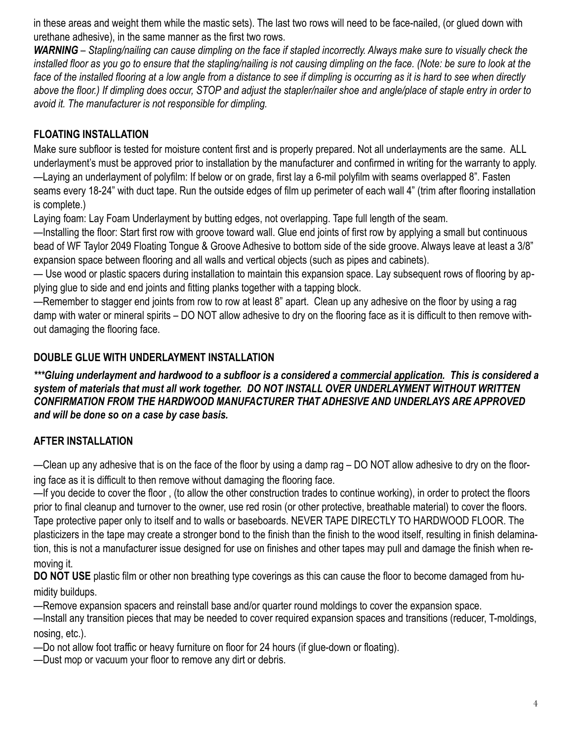in these areas and weight them while the mastic sets). The last two rows will need to be face-nailed, (or glued down with urethane adhesive), in the same manner as the first two rows.

***WARNING*** *– Stapling/nailing can cause dimpling on the face if stapled incorrectly. Always make sure to visually check the installed floor as you go to ensure that the stapling/nailing is not causing dimpling on the face. (Note: be sure to look at the face of the installed flooring at a low angle from a distance to see if dimpling is occurring as it is hard to see when directly above the floor.) If dimpling does occur, STOP and adjust the stapler/nailer shoe and angle/place of staple entry in order to avoid it. The manufacturer is not responsible for dimpling.*

## FLOATING INSTALLATION

Make sure subfloor is tested for moisture content first and is properly prepared. Not all underlayments are the same. ALL underlayment's must be approved prior to installation by the manufacturer and confirmed in writing for the warranty to apply.

—Laying an underlayment of polyfilm: If below or on grade, first lay a 6-mil polyfilm with seams overlapped 8". Fasten seams every 18-24" with duct tape. Run the outside edges of film up perimeter of each wall 4" (trim after flooring installation is complete.)

Laying foam: Lay Foam Underlayment by butting edges, not overlapping. Tape full length of the seam.

—Installing the floor: Start first row with groove toward wall. Glue end joints of first row by applying a small but continuous bead of WF Taylor 2049 Floating Tongue & Groove Adhesive to bottom side of the side groove. Always leave at least a 3/8" expansion space between flooring and all walls and vertical objects (such as pipes and cabinets).

— Use wood or plastic spacers during installation to maintain this expansion space. Lay subsequent rows of flooring by applying glue to side and end joints and fitting planks together with a tapping block.

—Remember to stagger end joints from row to row at least 8" apart. Clean up any adhesive on the floor by using a rag damp with water or mineral spirits – DO NOT allow adhesive to dry on the flooring face as it is difficult to then remove without damaging the flooring face.

## DOUBLE GLUE WITH UNDERLAYMENT INSTALLATION

***\*\*\*Gluing underlayment and hardwood to a subfloor is a considered a <u>commercial application</u>. This is considered a system of materials that must all work together. DO NOT INSTALL OVER UNDERLAYMENT WITHOUT WRITTEN CONFIRMATION FROM THE HARDWOOD MANUFACTURER THAT ADHESIVE AND UNDERLAYS ARE APPROVED and will be done so on a case by case basis.***

## AFTER INSTALLATION

—Clean up any adhesive that is on the face of the floor by using a damp rag – DO NOT allow adhesive to dry on the flooring face as it is difficult to then remove without damaging the flooring face.

—If you decide to cover the floor , (to allow the other construction trades to continue working), in order to protect the floors prior to final cleanup and turnover to the owner, use red rosin (or other protective, breathable material) to cover the floors. Tape protective paper only to itself and to walls or baseboards. NEVER TAPE DIRECTLY TO HARDWOOD FLOOR. The plasticizers in the tape may create a stronger bond to the finish than the finish to the wood itself, resulting in finish delamination, this is not a manufacturer issue designed for use on finishes and other tapes may pull and damage the finish when removing it.

**DO NOT USE** plastic film or other non breathing type coverings as this can cause the floor to become damaged from humidity buildups.

—Remove expansion spacers and reinstall base and/or quarter round moldings to cover the expansion space.

—Install any transition pieces that may be needed to cover required expansion spaces and transitions (reducer, T-moldings, nosing, etc.).

—Do not allow foot traffic or heavy furniture on floor for 24 hours (if glue-down or floating).

—Dust mop or vacuum your floor to remove any dirt or debris.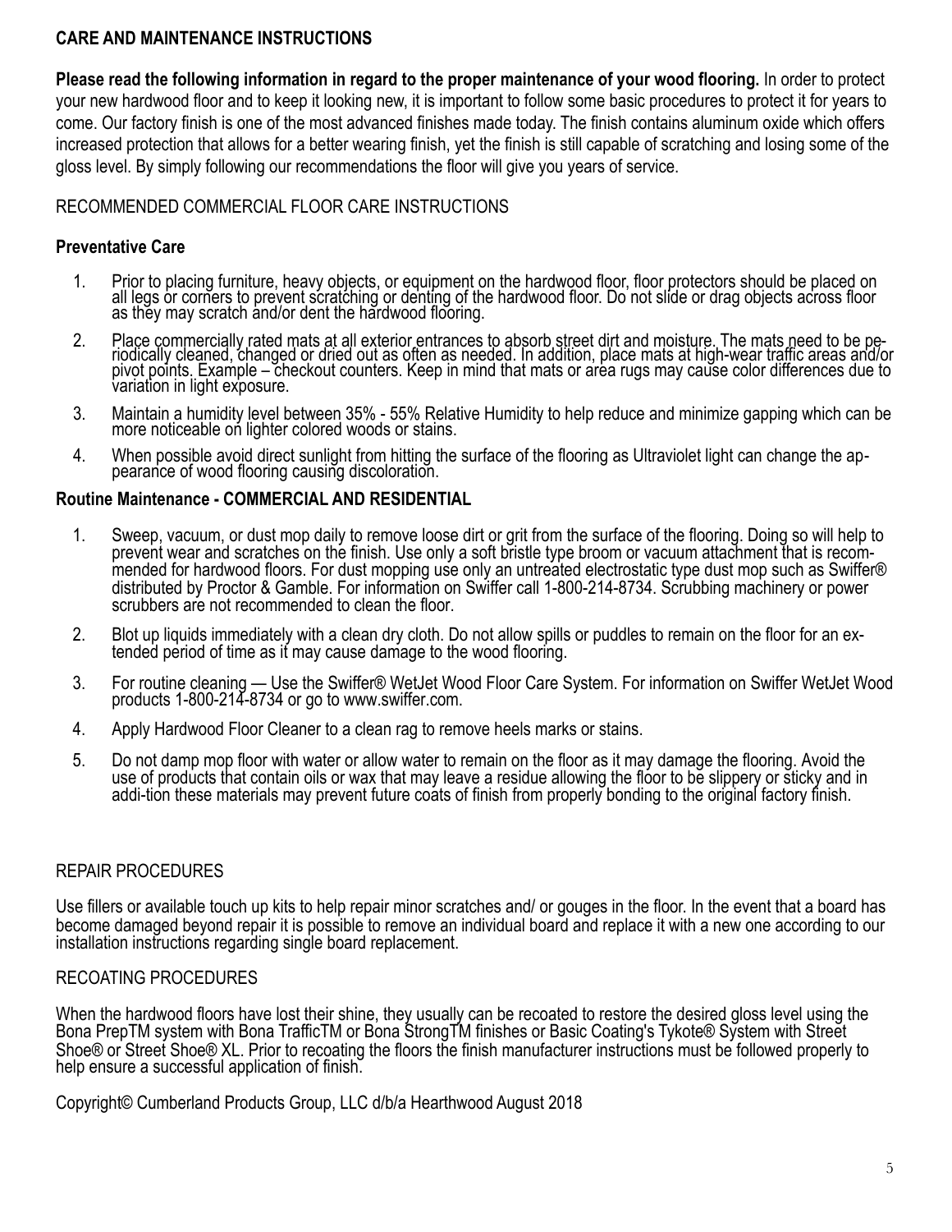## CARE AND MAINTENANCE INSTRUCTIONS

**Please read the following information in regard to the proper maintenance of your wood flooring.** In order to protect your new hardwood floor and to keep it looking new, it is important to follow some basic procedures to protect it for years to come. Our factory finish is one of the most advanced finishes made today. The finish contains aluminum oxide which offers increased protection that allows for a better wearing finish, yet the finish is still capable of scratching and losing some of the gloss level. By simply following our recommendations the floor will give you years of service.

### RECOMMENDED COMMERCIAL FLOOR CARE INSTRUCTIONS

**Preventative Care**

1. Prior to placing furniture, heavy objects, or equipment on the hardwood floor, floor protectors should be placed on all legs or corners to prevent scratching or denting of the hardwood floor. Do not slide or drag objects across floor as they may scratch and/or dent the hardwood flooring.
2. Place commercially rated mats at all exterior entrances to absorb street dirt and moisture. The mats need to be periodically cleaned, changed or dried out as often as needed. In addition, place mats at high-wear traffic areas and/or pivot points. Example – checkout counters. Keep in mind that mats or area rugs may cause color differences due to variation in light exposure.
3. Maintain a humidity level between 35% - 55% Relative Humidity to help reduce and minimize gapping which can be more noticeable on lighter colored woods or stains.
4. When possible avoid direct sunlight from hitting the surface of the flooring as Ultraviolet light can change the appearance of wood flooring causing discoloration.

**Routine Maintenance - COMMERCIAL AND RESIDENTIAL**

1. Sweep, vacuum, or dust mop daily to remove loose dirt or grit from the surface of the flooring. Doing so will help to prevent wear and scratches on the finish. Use only a soft bristle type broom or vacuum attachment that is recommended for hardwood floors. For dust mopping use only an untreated electrostatic type dust mop such as Swiffer® distributed by Proctor & Gamble. For information on Swiffer call 1-800-214-8734. Scrubbing machinery or power scrubbers are not recommended to clean the floor.
2. Blot up liquids immediately with a clean dry cloth. Do not allow spills or puddles to remain on the floor for an extended period of time as it may cause damage to the wood flooring.
3. For routine cleaning — Use the Swiffer® WetJet Wood Floor Care System. For information on Swiffer WetJet Wood products 1-800-214-8734 or go to www.swiffer.com.
4. Apply Hardwood Floor Cleaner to a clean rag to remove heels marks or stains.
5. Do not damp mop floor with water or allow water to remain on the floor as it may damage the flooring. Avoid the use of products that contain oils or wax that may leave a residue allowing the floor to be slippery or sticky and in addi-tion these materials may prevent future coats of finish from properly bonding to the original factory finish.

### REPAIR PROCEDURES

Use fillers or available touch up kits to help repair minor scratches and/ or gouges in the floor. In the event that a board has become damaged beyond repair it is possible to remove an individual board and replace it with a new one according to our installation instructions regarding single board replacement.

### RECOATING PROCEDURES

When the hardwood floors have lost their shine, they usually can be recoated to restore the desired gloss level using the Bona PrepTM system with Bona TrafficTM or Bona StrongTM finishes or Basic Coating's Tykote® System with Street Shoe® or Street Shoe® XL. Prior to recoating the floors the finish manufacturer instructions must be followed properly to help ensure a successful application of finish.

Copyright© Cumberland Products Group, LLC d/b/a Hearthwood August 2018